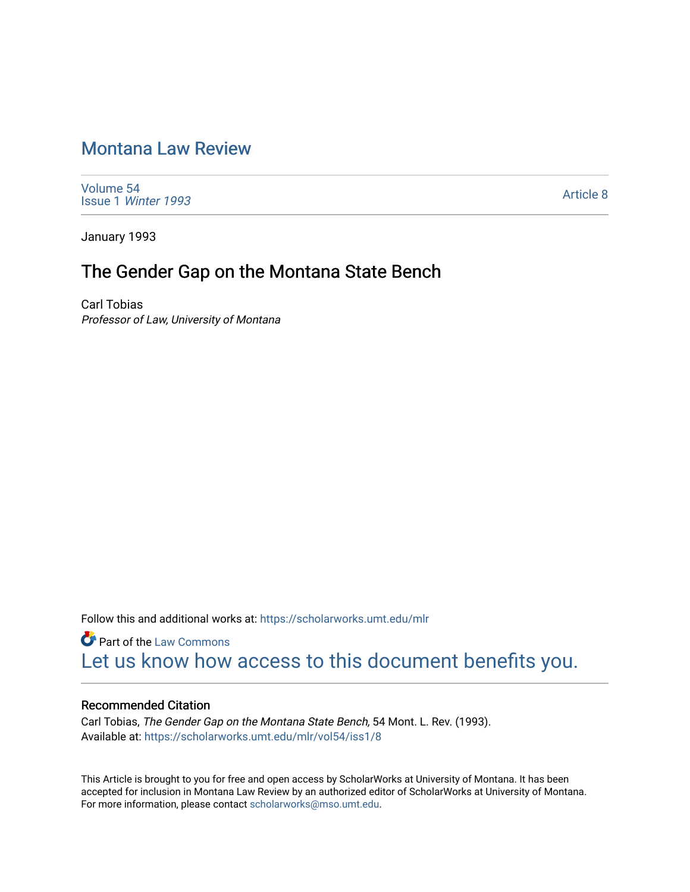# Montana Law Review

Volume 54
Issue 1 *Winter 1993*

Article 8

January 1993

## The Gender Gap on the Montana State Bench

Carl Tobias
*Professor of Law, University of Montana*

Follow this and additional works at: https://scholarworks.umt.edu/mlr

Part of the Law Commons
Let us know how access to this document benefits you.

### Recommended Citation

Carl Tobias, *The Gender Gap on the Montana State Bench,* 54 Mont. L. Rev. (1993).
Available at: https://scholarworks.umt.edu/mlr/vol54/iss1/8

This Article is brought to you for free and open access by ScholarWorks at University of Montana. It has been accepted for inclusion in Montana Law Review by an authorized editor of ScholarWorks at University of Montana. For more information, please contact scholarworks@mso.umt.edu.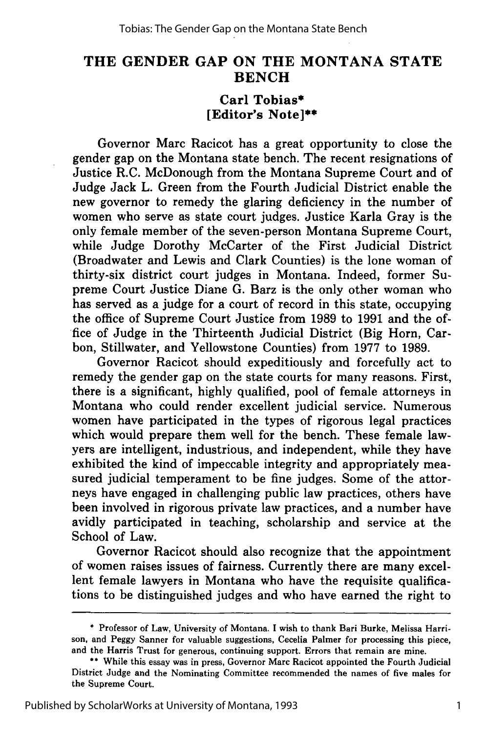# THE GENDER GAP ON THE MONTANA STATE BENCH

**Carl Tobias***
**[Editor's Note]****

Governor Marc Racicot has a great opportunity to close the gender gap on the Montana state bench. The recent resignations of Justice R.C. McDonough from the Montana Supreme Court and of Judge Jack L. Green from the Fourth Judicial District enable the new governor to remedy the glaring deficiency in the number of women who serve as state court judges. Justice Karla Gray is the only female member of the seven-person Montana Supreme Court, while Judge Dorothy McCarter of the First Judicial District (Broadwater and Lewis and Clark Counties) is the lone woman of thirty-six district court judges in Montana. Indeed, former Supreme Court Justice Diane G. Barz is the only other woman who has served as a judge for a court of record in this state, occupying the office of Supreme Court Justice from 1989 to 1991 and the office of Judge in the Thirteenth Judicial District (Big Horn, Carbon, Stillwater, and Yellowstone Counties) from 1977 to 1989.

Governor Racicot should expeditiously and forcefully act to remedy the gender gap on the state courts for many reasons. First, there is a significant, highly qualified, pool of female attorneys in Montana who could render excellent judicial service. Numerous women have participated in the types of rigorous legal practices which would prepare them well for the bench. These female lawyers are intelligent, industrious, and independent, while they have exhibited the kind of impeccable integrity and appropriately measured judicial temperament to be fine judges. Some of the attorneys have engaged in challenging public law practices, others have been involved in rigorous private law practices, and a number have avidly participated in teaching, scholarship and service at the School of Law.

Governor Racicot should also recognize that the appointment of women raises issues of fairness. Currently there are many excellent female lawyers in Montana who have the requisite qualifications to be distinguished judges and who have earned the right to

---

* Professor of Law, University of Montana. I wish to thank Bari Burke, Melissa Harrison, and Peggy Sanner for valuable suggestions, Cecelia Palmer for processing this piece, and the Harris Trust for generous, continuing support. Errors that remain are mine.

** While this essay was in press, Governor Marc Racicot appointed the Fourth Judicial District Judge and the Nominating Committee recommended the names of five males for the Supreme Court.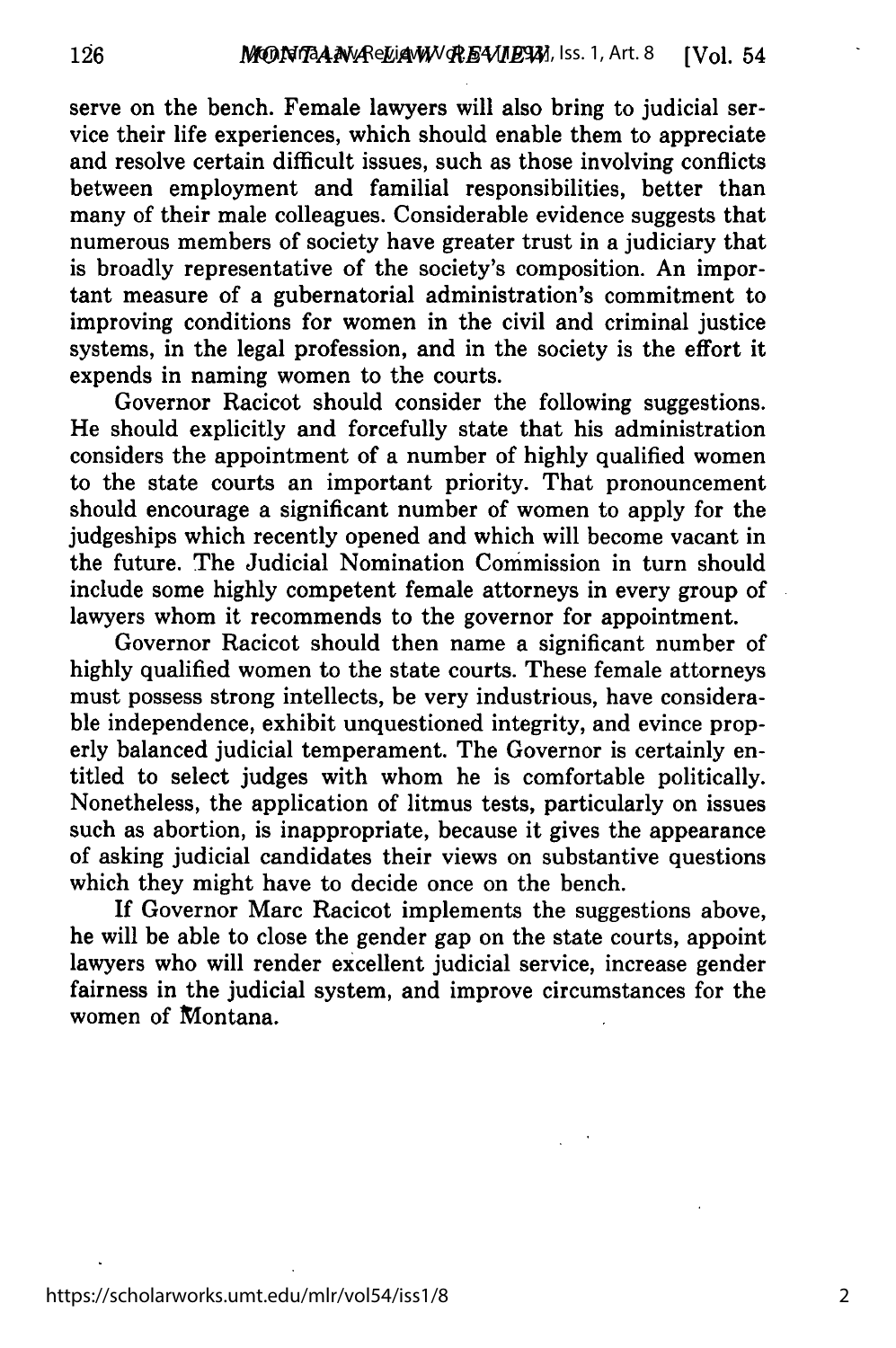serve on the bench. Female lawyers will also bring to judicial service their life experiences, which should enable them to appreciate and resolve certain difficult issues, such as those involving conflicts between employment and familial responsibilities, better than many of their male colleagues. Considerable evidence suggests that numerous members of society have greater trust in a judiciary that is broadly representative of the society's composition. An important measure of a gubernatorial administration's commitment to improving conditions for women in the civil and criminal justice systems, in the legal profession, and in the society is the effort it expends in naming women to the courts.

Governor Racicot should consider the following suggestions. He should explicitly and forcefully state that his administration considers the appointment of a number of highly qualified women to the state courts an important priority. That pronouncement should encourage a significant number of women to apply for the judgeships which recently opened and which will become vacant in the future. The Judicial Nomination Commission in turn should include some highly competent female attorneys in every group of lawyers whom it recommends to the governor for appointment.

Governor Racicot should then name a significant number of highly qualified women to the state courts. These female attorneys must possess strong intellects, be very industrious, have considerable independence, exhibit unquestioned integrity, and evince properly balanced judicial temperament. The Governor is certainly entitled to select judges with whom he is comfortable politically. Nonetheless, the application of litmus tests, particularly on issues such as abortion, is inappropriate, because it gives the appearance of asking judicial candidates their views on substantive questions which they might have to decide once on the bench.

If Governor Marc Racicot implements the suggestions above, he will be able to close the gender gap on the state courts, appoint lawyers who will render excellent judicial service, increase gender fairness in the judicial system, and improve circumstances for the women of Montana.